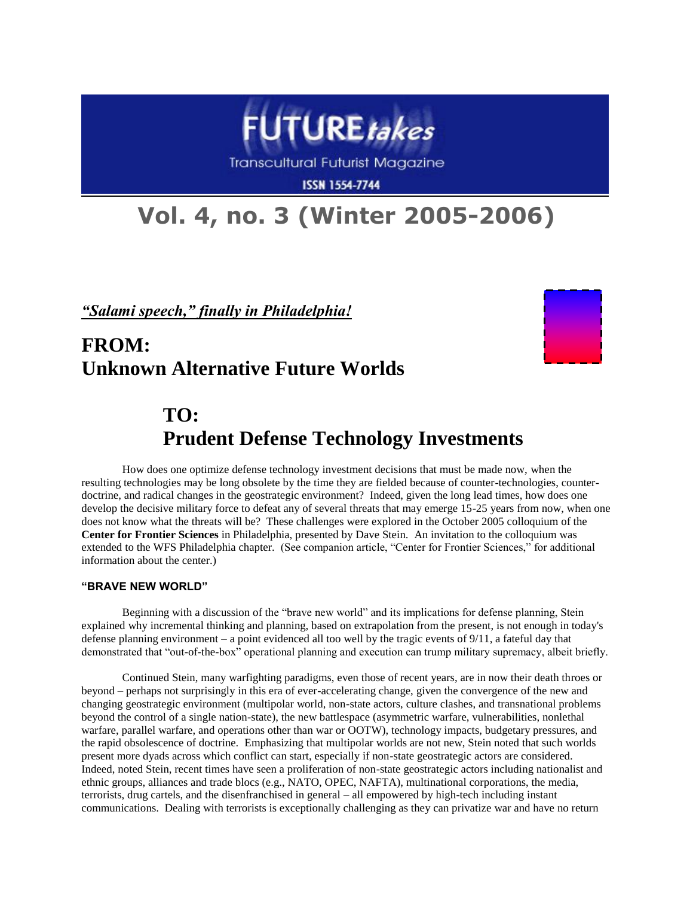# FUTURE*takes*

Transcultural Futurist Magazine

ISSN 1554-7744

# Vol. 4, no. 3 (Winter 2005-2006)

***"Salami speech," finally in Philadelphia!***

## FROM: Unknown Alternative Future Worlds

## TO: Prudent Defense Technology Investments

How does one optimize defense technology investment decisions that must be made now, when the resulting technologies may be long obsolete by the time they are fielded because of counter-technologies, counter-doctrine, and radical changes in the geostrategic environment? Indeed, given the long lead times, how does one develop the decisive military force to defeat any of several threats that may emerge 15-25 years from now, when one does not know what the threats will be? These challenges were explored in the October 2005 colloquium of the **Center for Frontier Sciences** in Philadelphia, presented by Dave Stein. An invitation to the colloquium was extended to the WFS Philadelphia chapter. (See companion article, "Center for Frontier Sciences," for additional information about the center.)

### "BRAVE NEW WORLD"

Beginning with a discussion of the "brave new world" and its implications for defense planning, Stein explained why incremental thinking and planning, based on extrapolation from the present, is not enough in today's defense planning environment – a point evidenced all too well by the tragic events of 9/11, a fateful day that demonstrated that "out-of-the-box" operational planning and execution can trump military supremacy, albeit briefly.

Continued Stein, many warfighting paradigms, even those of recent years, are in now their death throes or beyond – perhaps not surprisingly in this era of ever-accelerating change, given the convergence of the new and changing geostrategic environment (multipolar world, non-state actors, culture clashes, and transnational problems beyond the control of a single nation-state), the new battlespace (asymmetric warfare, vulnerabilities, nonlethal warfare, parallel warfare, and operations other than war or OOTW), technology impacts, budgetary pressures, and the rapid obsolescence of doctrine. Emphasizing that multipolar worlds are not new, Stein noted that such worlds present more dyads across which conflict can start, especially if non-state geostrategic actors are considered. Indeed, noted Stein, recent times have seen a proliferation of non-state geostrategic actors including nationalist and ethnic groups, alliances and trade blocs (e.g., NATO, OPEC, NAFTA), multinational corporations, the media, terrorists, drug cartels, and the disenfranchised in general – all empowered by high-tech including instant communications. Dealing with terrorists is exceptionally challenging as they can privatize war and have no return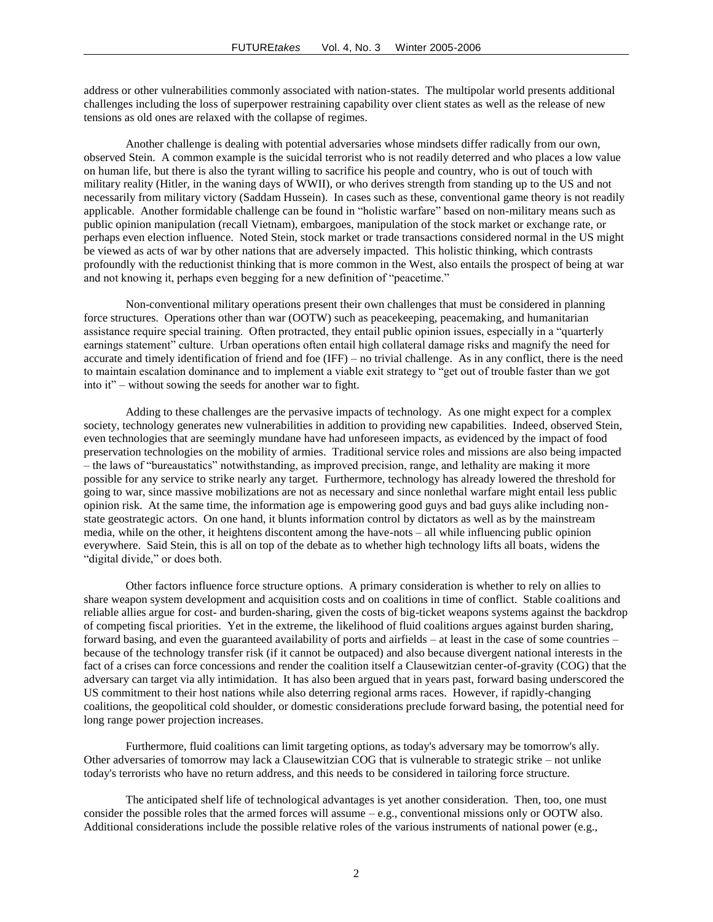address or other vulnerabilities commonly associated with nation-states. The multipolar world presents additional challenges including the loss of superpower restraining capability over client states as well as the release of new tensions as old ones are relaxed with the collapse of regimes.

Another challenge is dealing with potential adversaries whose mindsets differ radically from our own, observed Stein. A common example is the suicidal terrorist who is not readily deterred and who places a low value on human life, but there is also the tyrant willing to sacrifice his people and country, who is out of touch with military reality (Hitler, in the waning days of WWII), or who derives strength from standing up to the US and not necessarily from military victory (Saddam Hussein). In cases such as these, conventional game theory is not readily applicable. Another formidable challenge can be found in "holistic warfare" based on non-military means such as public opinion manipulation (recall Vietnam), embargoes, manipulation of the stock market or exchange rate, or perhaps even election influence. Noted Stein, stock market or trade transactions considered normal in the US might be viewed as acts of war by other nations that are adversely impacted. This holistic thinking, which contrasts profoundly with the reductionist thinking that is more common in the West, also entails the prospect of being at war and not knowing it, perhaps even begging for a new definition of "peacetime."

Non-conventional military operations present their own challenges that must be considered in planning force structures. Operations other than war (OOTW) such as peacekeeping, peacemaking, and humanitarian assistance require special training. Often protracted, they entail public opinion issues, especially in a "quarterly earnings statement" culture. Urban operations often entail high collateral damage risks and magnify the need for accurate and timely identification of friend and foe (IFF) – no trivial challenge. As in any conflict, there is the need to maintain escalation dominance and to implement a viable exit strategy to "get out of trouble faster than we got into it" – without sowing the seeds for another war to fight.

Adding to these challenges are the pervasive impacts of technology. As one might expect for a complex society, technology generates new vulnerabilities in addition to providing new capabilities. Indeed, observed Stein, even technologies that are seemingly mundane have had unforeseen impacts, as evidenced by the impact of food preservation technologies on the mobility of armies. Traditional service roles and missions are also being impacted – the laws of "bureaustatics" notwithstanding, as improved precision, range, and lethality are making it more possible for any service to strike nearly any target. Furthermore, technology has already lowered the threshold for going to war, since massive mobilizations are not as necessary and since nonlethal warfare might entail less public opinion risk. At the same time, the information age is empowering good guys and bad guys alike including non-state geostrategic actors. On one hand, it blunts information control by dictators as well as by the mainstream media, while on the other, it heightens discontent among the have-nots – all while influencing public opinion everywhere. Said Stein, this is all on top of the debate as to whether high technology lifts all boats, widens the "digital divide," or does both.

Other factors influence force structure options. A primary consideration is whether to rely on allies to share weapon system development and acquisition costs and on coalitions in time of conflict. Stable coalitions and reliable allies argue for cost- and burden-sharing, given the costs of big-ticket weapons systems against the backdrop of competing fiscal priorities. Yet in the extreme, the likelihood of fluid coalitions argues against burden sharing, forward basing, and even the guaranteed availability of ports and airfields – at least in the case of some countries – because of the technology transfer risk (if it cannot be outpaced) and also because divergent national interests in the fact of a crises can force concessions and render the coalition itself a Clausewitzian center-of-gravity (COG) that the adversary can target via ally intimidation. It has also been argued that in years past, forward basing underscored the US commitment to their host nations while also deterring regional arms races. However, if rapidly-changing coalitions, the geopolitical cold shoulder, or domestic considerations preclude forward basing, the potential need for long range power projection increases.

Furthermore, fluid coalitions can limit targeting options, as today's adversary may be tomorrow's ally. Other adversaries of tomorrow may lack a Clausewitzian COG that is vulnerable to strategic strike – not unlike today's terrorists who have no return address, and this needs to be considered in tailoring force structure.

The anticipated shelf life of technological advantages is yet another consideration. Then, too, one must consider the possible roles that the armed forces will assume – e.g., conventional missions only or OOTW also. Additional considerations include the possible relative roles of the various instruments of national power (e.g.,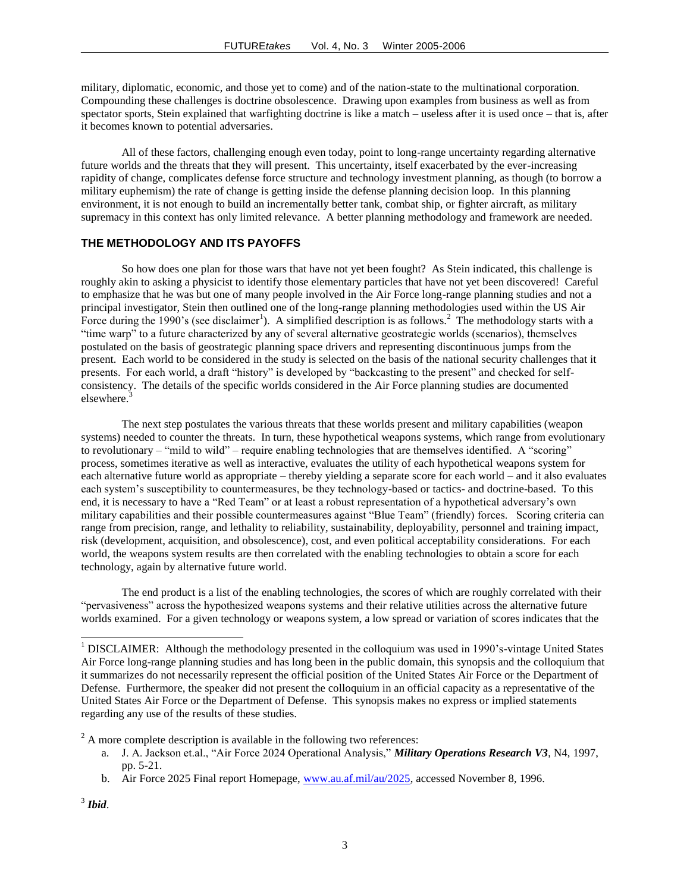military, diplomatic, economic, and those yet to come) and of the nation-state to the multinational corporation. Compounding these challenges is doctrine obsolescence. Drawing upon examples from business as well as from spectator sports, Stein explained that warfighting doctrine is like a match – useless after it is used once – that is, after it becomes known to potential adversaries.

All of these factors, challenging enough even today, point to long-range uncertainty regarding alternative future worlds and the threats that they will present. This uncertainty, itself exacerbated by the ever-increasing rapidity of change, complicates defense force structure and technology investment planning, as though (to borrow a military euphemism) the rate of change is getting inside the defense planning decision loop. In this planning environment, it is not enough to build an incrementally better tank, combat ship, or fighter aircraft, as military supremacy in this context has only limited relevance. A better planning methodology and framework are needed.

## THE METHODOLOGY AND ITS PAYOFFS

So how does one plan for those wars that have not yet been fought? As Stein indicated, this challenge is roughly akin to asking a physicist to identify those elementary particles that have not yet been discovered! Careful to emphasize that he was but one of many people involved in the Air Force long-range planning studies and not a principal investigator, Stein then outlined one of the long-range planning methodologies used within the US Air Force during the 1990's (see disclaimer[1]). A simplified description is as follows.[2] The methodology starts with a "time warp" to a future characterized by any of several alternative geostrategic worlds (scenarios), themselves postulated on the basis of geostrategic planning space drivers and representing discontinuous jumps from the present. Each world to be considered in the study is selected on the basis of the national security challenges that it presents. For each world, a draft "history" is developed by "backcasting to the present" and checked for self-consistency. The details of the specific worlds considered in the Air Force planning studies are documented elsewhere.[3]

The next step postulates the various threats that these worlds present and military capabilities (weapon systems) needed to counter the threats. In turn, these hypothetical weapons systems, which range from evolutionary to revolutionary – "mild to wild" – require enabling technologies that are themselves identified. A "scoring" process, sometimes iterative as well as interactive, evaluates the utility of each hypothetical weapons system for each alternative future world as appropriate – thereby yielding a separate score for each world – and it also evaluates each system's susceptibility to countermeasures, be they technology-based or tactics- and doctrine-based. To this end, it is necessary to have a "Red Team" or at least a robust representation of a hypothetical adversary's own military capabilities and their possible countermeasures against "Blue Team" (friendly) forces. Scoring criteria can range from precision, range, and lethality to reliability, sustainability, deployability, personnel and training impact, risk (development, acquisition, and obsolescence), cost, and even political acceptability considerations. For each world, the weapons system results are then correlated with the enabling technologies to obtain a score for each technology, again by alternative future world.

The end product is a list of the enabling technologies, the scores of which are roughly correlated with their "pervasiveness" across the hypothesized weapons systems and their relative utilities across the alternative future worlds examined. For a given technology or weapons system, a low spread or variation of scores indicates that the

---

[1] DISCLAIMER: Although the methodology presented in the colloquium was used in 1990's-vintage United States Air Force long-range planning studies and has long been in the public domain, this synopsis and the colloquium that it summarizes do not necessarily represent the official position of the United States Air Force or the Department of Defense. Furthermore, the speaker did not present the colloquium in an official capacity as a representative of the United States Air Force or the Department of Defense. This synopsis makes no express or implied statements regarding any use of the results of these studies.

[2] A more complete description is available in the following two references:

a. J. A. Jackson et.al., "Air Force 2024 Operational Analysis," ***Military Operations Research V3***, N4, 1997, pp. 5-21.
b. Air Force 2025 Final report Homepage, www.au.af.mil/au/2025, accessed November 8, 1996.

[3] ***Ibid***.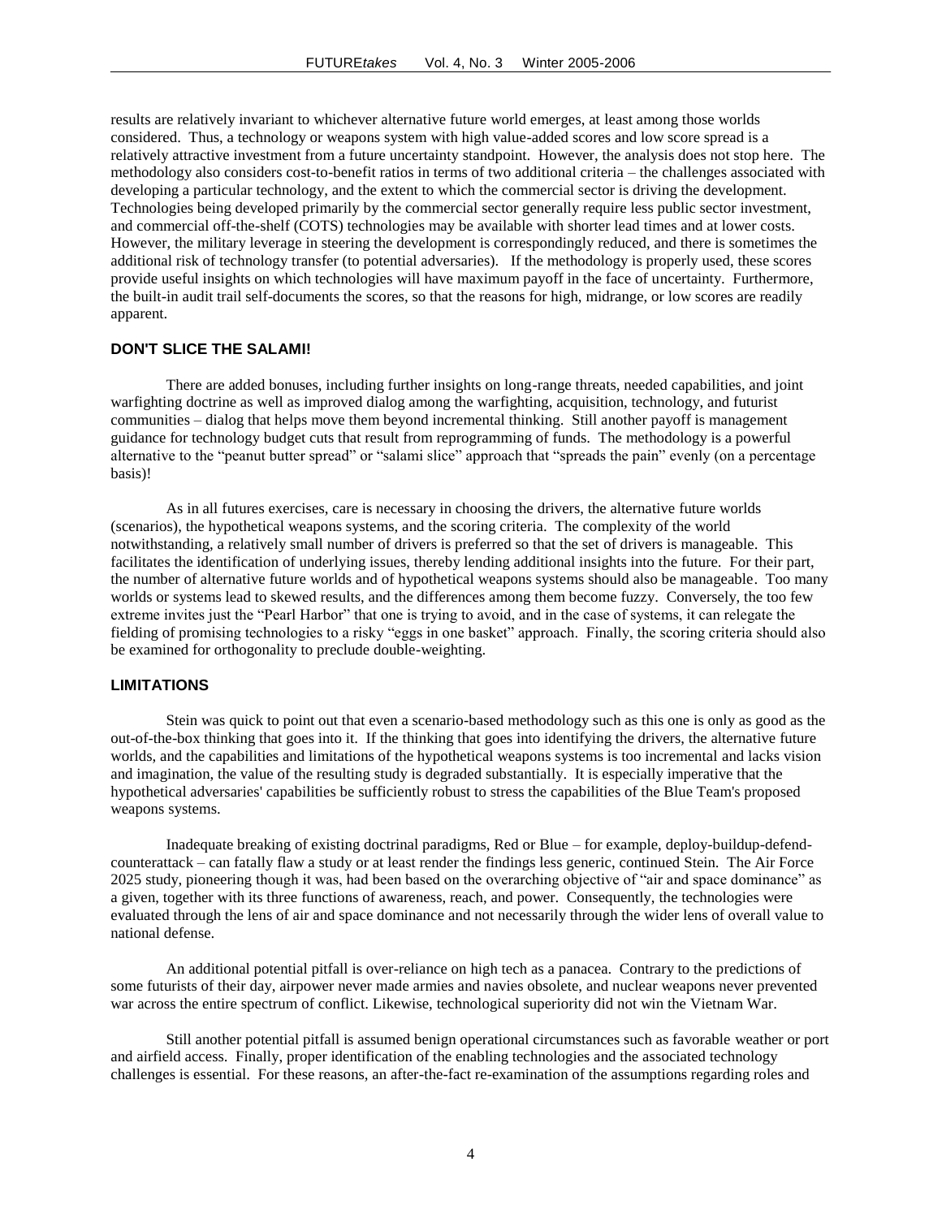results are relatively invariant to whichever alternative future world emerges, at least among those worlds considered. Thus, a technology or weapons system with high value-added scores and low score spread is a relatively attractive investment from a future uncertainty standpoint. However, the analysis does not stop here. The methodology also considers cost-to-benefit ratios in terms of two additional criteria – the challenges associated with developing a particular technology, and the extent to which the commercial sector is driving the development. Technologies being developed primarily by the commercial sector generally require less public sector investment, and commercial off-the-shelf (COTS) technologies may be available with shorter lead times and at lower costs. However, the military leverage in steering the development is correspondingly reduced, and there is sometimes the additional risk of technology transfer (to potential adversaries). If the methodology is properly used, these scores provide useful insights on which technologies will have maximum payoff in the face of uncertainty. Furthermore, the built-in audit trail self-documents the scores, so that the reasons for high, midrange, or low scores are readily apparent.

## DON'T SLICE THE SALAMI!

There are added bonuses, including further insights on long-range threats, needed capabilities, and joint warfighting doctrine as well as improved dialog among the warfighting, acquisition, technology, and futurist communities – dialog that helps move them beyond incremental thinking. Still another payoff is management guidance for technology budget cuts that result from reprogramming of funds. The methodology is a powerful alternative to the "peanut butter spread" or "salami slice" approach that "spreads the pain" evenly (on a percentage basis)!

As in all futures exercises, care is necessary in choosing the drivers, the alternative future worlds (scenarios), the hypothetical weapons systems, and the scoring criteria. The complexity of the world notwithstanding, a relatively small number of drivers is preferred so that the set of drivers is manageable. This facilitates the identification of underlying issues, thereby lending additional insights into the future. For their part, the number of alternative future worlds and of hypothetical weapons systems should also be manageable. Too many worlds or systems lead to skewed results, and the differences among them become fuzzy. Conversely, the too few extreme invites just the "Pearl Harbor" that one is trying to avoid, and in the case of systems, it can relegate the fielding of promising technologies to a risky "eggs in one basket" approach. Finally, the scoring criteria should also be examined for orthogonality to preclude double-weighting.

## LIMITATIONS

Stein was quick to point out that even a scenario-based methodology such as this one is only as good as the out-of-the-box thinking that goes into it. If the thinking that goes into identifying the drivers, the alternative future worlds, and the capabilities and limitations of the hypothetical weapons systems is too incremental and lacks vision and imagination, the value of the resulting study is degraded substantially. It is especially imperative that the hypothetical adversaries' capabilities be sufficiently robust to stress the capabilities of the Blue Team's proposed weapons systems.

Inadequate breaking of existing doctrinal paradigms, Red or Blue – for example, deploy-buildup-defend-counterattack – can fatally flaw a study or at least render the findings less generic, continued Stein. The Air Force 2025 study, pioneering though it was, had been based on the overarching objective of "air and space dominance" as a given, together with its three functions of awareness, reach, and power. Consequently, the technologies were evaluated through the lens of air and space dominance and not necessarily through the wider lens of overall value to national defense.

An additional potential pitfall is over-reliance on high tech as a panacea. Contrary to the predictions of some futurists of their day, airpower never made armies and navies obsolete, and nuclear weapons never prevented war across the entire spectrum of conflict. Likewise, technological superiority did not win the Vietnam War.

Still another potential pitfall is assumed benign operational circumstances such as favorable weather or port and airfield access. Finally, proper identification of the enabling technologies and the associated technology challenges is essential. For these reasons, an after-the-fact re-examination of the assumptions regarding roles and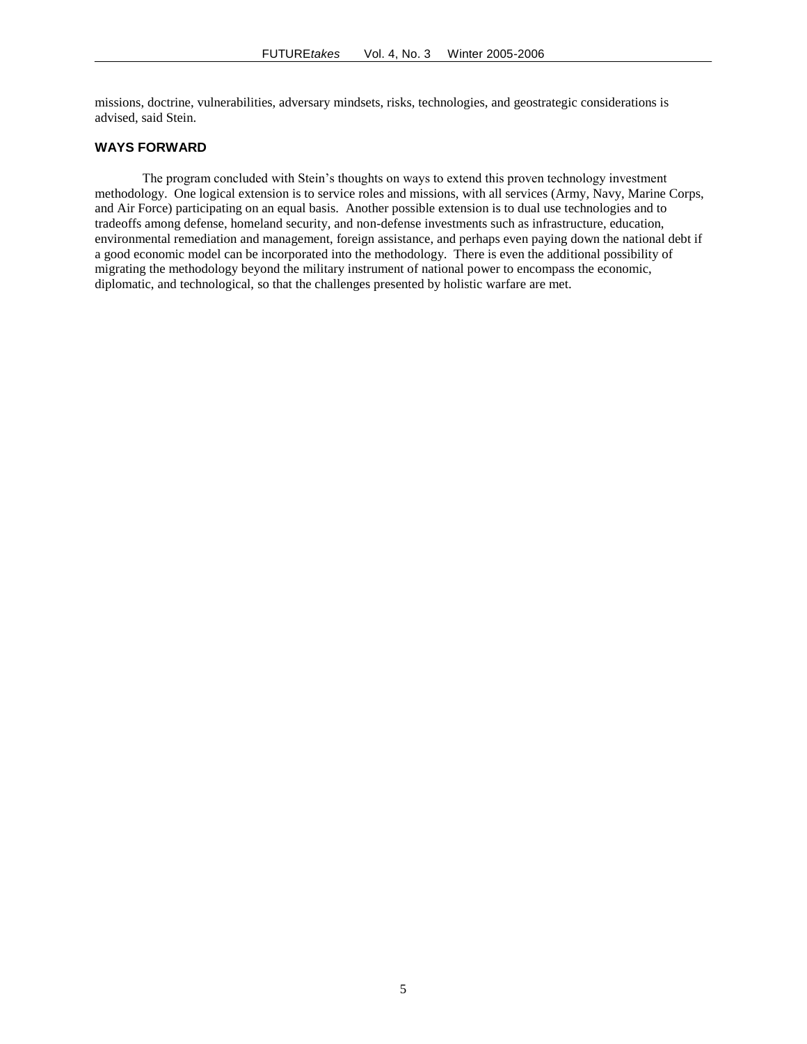missions, doctrine, vulnerabilities, adversary mindsets, risks, technologies, and geostrategic considerations is advised, said Stein.

## WAYS FORWARD

The program concluded with Stein's thoughts on ways to extend this proven technology investment methodology. One logical extension is to service roles and missions, with all services (Army, Navy, Marine Corps, and Air Force) participating on an equal basis. Another possible extension is to dual use technologies and to tradeoffs among defense, homeland security, and non-defense investments such as infrastructure, education, environmental remediation and management, foreign assistance, and perhaps even paying down the national debt if a good economic model can be incorporated into the methodology. There is even the additional possibility of migrating the methodology beyond the military instrument of national power to encompass the economic, diplomatic, and technological, so that the challenges presented by holistic warfare are met.